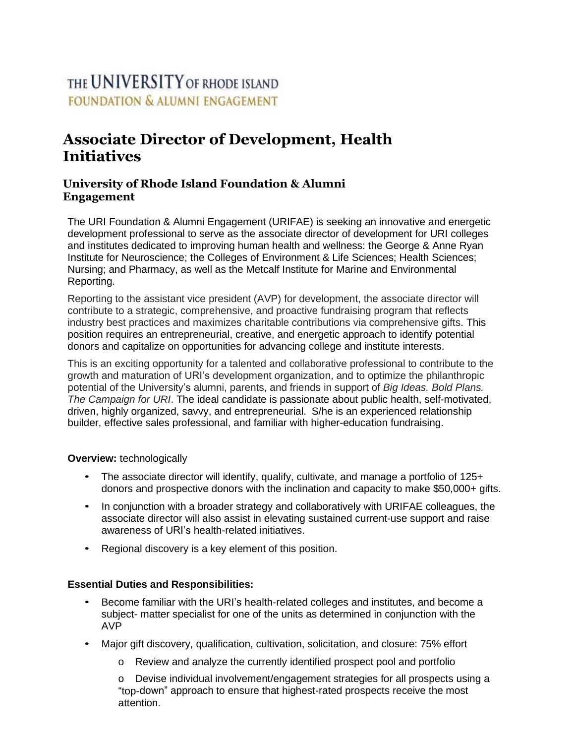THE UNIVERSITY OF RHODE ISLAND
FOUNDATION & ALUMNI ENGAGEMENT

# Associate Director of Development, Health Initiatives

## University of Rhode Island Foundation & Alumni Engagement

The URI Foundation & Alumni Engagement (URIFAE) is seeking an innovative and energetic development professional to serve as the associate director of development for URI colleges and institutes dedicated to improving human health and wellness: the George & Anne Ryan Institute for Neuroscience; the Colleges of Environment & Life Sciences; Health Sciences; Nursing; and Pharmacy, as well as the Metcalf Institute for Marine and Environmental Reporting.

Reporting to the assistant vice president (AVP) for development, the associate director will contribute to a strategic, comprehensive, and proactive fundraising program that reflects industry best practices and maximizes charitable contributions via comprehensive gifts. This position requires an entrepreneurial, creative, and energetic approach to identify potential donors and capitalize on opportunities for advancing college and institute interests.

This is an exciting opportunity for a talented and collaborative professional to contribute to the growth and maturation of URI's development organization, and to optimize the philanthropic potential of the University's alumni, parents, and friends in support of *Big Ideas. Bold Plans. The Campaign for URI*. The ideal candidate is passionate about public health, self-motivated, driven, highly organized, savvy, and entrepreneurial. S/he is an experienced relationship builder, effective sales professional, and familiar with higher-education fundraising.

**Overview:** technologically

- The associate director will identify, qualify, cultivate, and manage a portfolio of 125+ donors and prospective donors with the inclination and capacity to make $50,000+ gifts.
- In conjunction with a broader strategy and collaboratively with URIFAE colleagues, the associate director will also assist in elevating sustained current-use support and raise awareness of URI's health-related initiatives.
- Regional discovery is a key element of this position.

**Essential Duties and Responsibilities:**

- Become familiar with the URI's health-related colleges and institutes, and become a subject- matter specialist for one of the units as determined in conjunction with the AVP
- Major gift discovery, qualification, cultivation, solicitation, and closure: 75% effort
  - Review and analyze the currently identified prospect pool and portfolio
  - Devise individual involvement/engagement strategies for all prospects using a "top-down" approach to ensure that highest-rated prospects receive the most attention.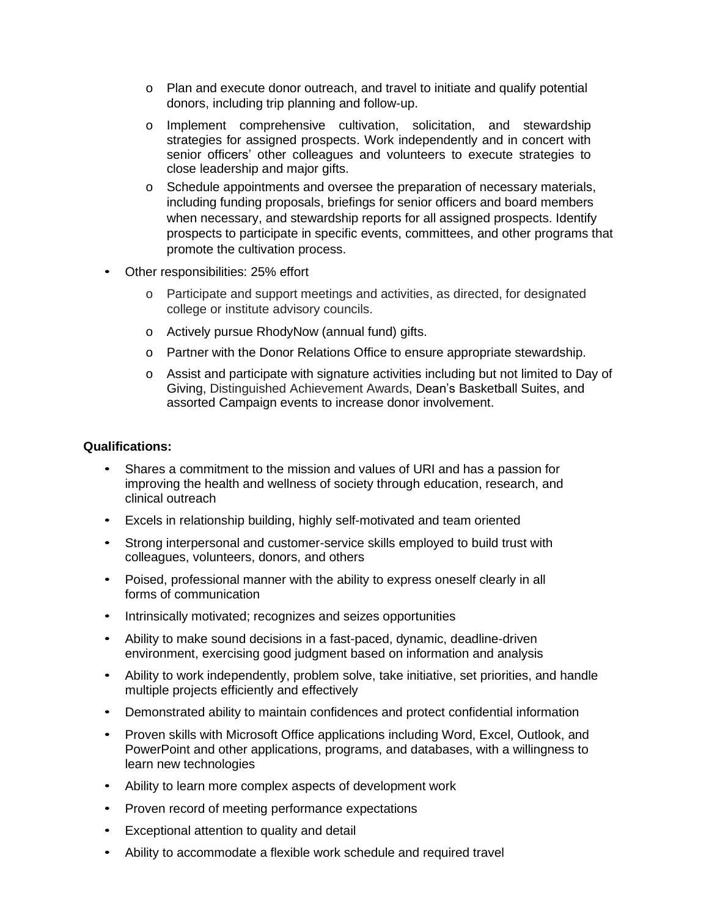- Plan and execute donor outreach, and travel to initiate and qualify potential donors, including trip planning and follow-up.
  - Implement comprehensive cultivation, solicitation, and stewardship strategies for assigned prospects. Work independently and in concert with senior officers' other colleagues and volunteers to execute strategies to close leadership and major gifts.
  - Schedule appointments and oversee the preparation of necessary materials, including funding proposals, briefings for senior officers and board members when necessary, and stewardship reports for all assigned prospects. Identify prospects to participate in specific events, committees, and other programs that promote the cultivation process.

- Other responsibilities: 25% effort
  - Participate and support meetings and activities, as directed, for designated college or institute advisory councils.
  - Actively pursue RhodyNow (annual fund) gifts.
  - Partner with the Donor Relations Office to ensure appropriate stewardship.
  - Assist and participate with signature activities including but not limited to Day of Giving, Distinguished Achievement Awards, Dean's Basketball Suites, and assorted Campaign events to increase donor involvement.

**Qualifications:**

- Shares a commitment to the mission and values of URI and has a passion for improving the health and wellness of society through education, research, and clinical outreach
- Excels in relationship building, highly self-motivated and team oriented
- Strong interpersonal and customer-service skills employed to build trust with colleagues, volunteers, donors, and others
- Poised, professional manner with the ability to express oneself clearly in all forms of communication
- Intrinsically motivated; recognizes and seizes opportunities
- Ability to make sound decisions in a fast-paced, dynamic, deadline-driven environment, exercising good judgment based on information and analysis
- Ability to work independently, problem solve, take initiative, set priorities, and handle multiple projects efficiently and effectively
- Demonstrated ability to maintain confidences and protect confidential information
- Proven skills with Microsoft Office applications including Word, Excel, Outlook, and PowerPoint and other applications, programs, and databases, with a willingness to learn new technologies
- Ability to learn more complex aspects of development work
- Proven record of meeting performance expectations
- Exceptional attention to quality and detail
- Ability to accommodate a flexible work schedule and required travel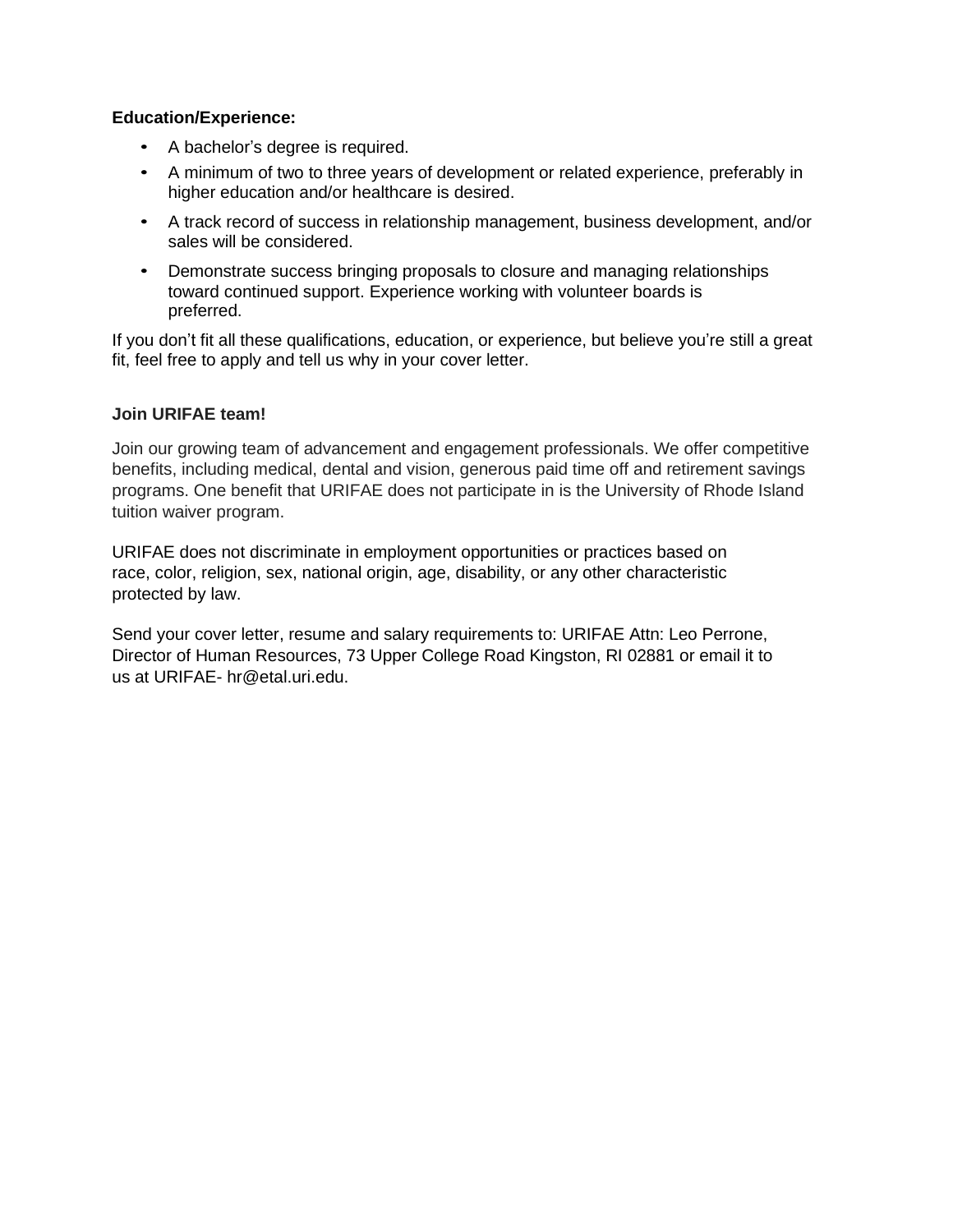**Education/Experience:**

- A bachelor’s degree is required.
- A minimum of two to three years of development or related experience, preferably in higher education and/or healthcare is desired.
- A track record of success in relationship management, business development, and/or sales will be considered.
- Demonstrate success bringing proposals to closure and managing relationships toward continued support. Experience working with volunteer boards is preferred.

If you don’t fit all these qualifications, education, or experience, but believe you’re still a great fit, feel free to apply and tell us why in your cover letter.

**Join URIFAE team!**

Join our growing team of advancement and engagement professionals. We offer competitive benefits, including medical, dental and vision, generous paid time off and retirement savings programs. One benefit that URIFAE does not participate in is the University of Rhode Island tuition waiver program.

URIFAE does not discriminate in employment opportunities or practices based on race, color, religion, sex, national origin, age, disability, or any other characteristic protected by law.

Send your cover letter, resume and salary requirements to: URIFAE Attn: Leo Perrone, Director of Human Resources, 73 Upper College Road Kingston, RI 02881 or email it to us at URIFAE- hr@etal.uri.edu.